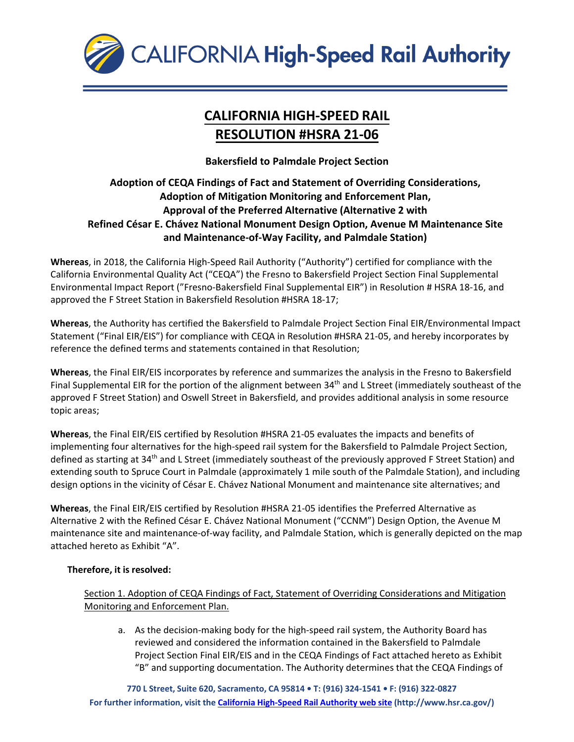# CALIFORNIA HIGH-SPEED RAIL
# RESOLUTION #HSRA 21-06

**Bakersfield to Palmdale Project Section**

**Adoption of CEQA Findings of Fact and Statement of Overriding Considerations, Adoption of Mitigation Monitoring and Enforcement Plan, Approval of the Preferred Alternative (Alternative 2 with Refined César E. Chávez National Monument Design Option, Avenue M Maintenance Site and Maintenance-of-Way Facility, and Palmdale Station)**

**Whereas**, in 2018, the California High-Speed Rail Authority ("Authority") certified for compliance with the California Environmental Quality Act ("CEQA") the Fresno to Bakersfield Project Section Final Supplemental Environmental Impact Report ("Fresno-Bakersfield Final Supplemental EIR") in Resolution # HSRA 18-16, and approved the F Street Station in Bakersfield Resolution #HSRA 18-17;

**Whereas**, the Authority has certified the Bakersfield to Palmdale Project Section Final EIR/Environmental Impact Statement ("Final EIR/EIS") for compliance with CEQA in Resolution #HSRA 21-05, and hereby incorporates by reference the defined terms and statements contained in that Resolution;

**Whereas**, the Final EIR/EIS incorporates by reference and summarizes the analysis in the Fresno to Bakersfield Final Supplemental EIR for the portion of the alignment between 34th and L Street (immediately southeast of the approved F Street Station) and Oswell Street in Bakersfield, and provides additional analysis in some resource topic areas;

**Whereas**, the Final EIR/EIS certified by Resolution #HSRA 21-05 evaluates the impacts and benefits of implementing four alternatives for the high-speed rail system for the Bakersfield to Palmdale Project Section, defined as starting at 34th and L Street (immediately southeast of the previously approved F Street Station) and extending south to Spruce Court in Palmdale (approximately 1 mile south of the Palmdale Station), and including design options in the vicinity of César E. Chávez National Monument and maintenance site alternatives; and

**Whereas**, the Final EIR/EIS certified by Resolution #HSRA 21-05 identifies the Preferred Alternative as Alternative 2 with the Refined César E. Chávez National Monument ("CCNM") Design Option, the Avenue M maintenance site and maintenance-of-way facility, and Palmdale Station, which is generally depicted on the map attached hereto as Exhibit "A".

**Therefore, it is resolved:**

Section 1. Adoption of CEQA Findings of Fact, Statement of Overriding Considerations and Mitigation Monitoring and Enforcement Plan.

a. As the decision-making body for the high-speed rail system, the Authority Board has reviewed and considered the information contained in the Bakersfield to Palmdale Project Section Final EIR/EIS and in the CEQA Findings of Fact attached hereto as Exhibit "B" and supporting documentation. The Authority determines that the CEQA Findings of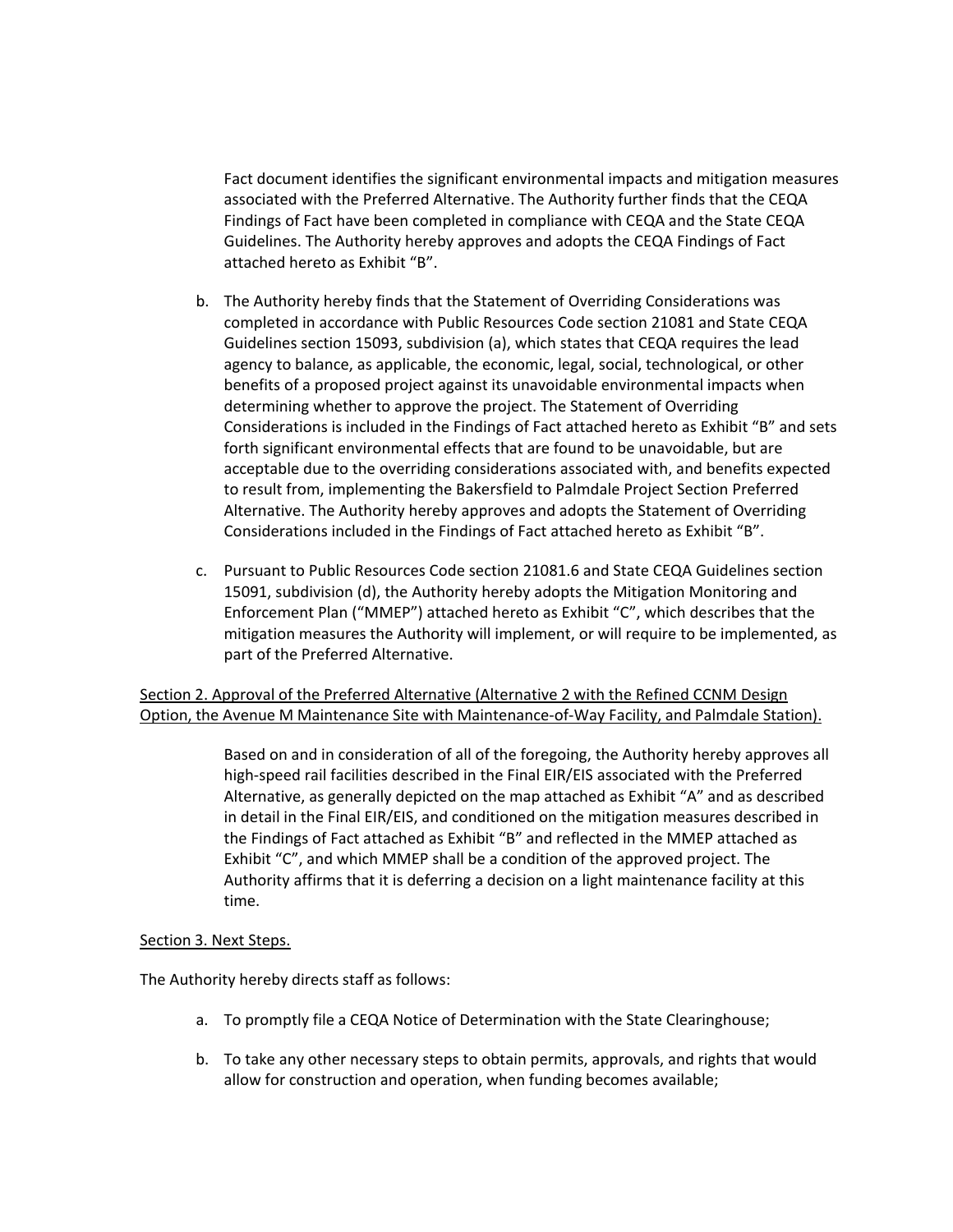Fact document identifies the significant environmental impacts and mitigation measures associated with the Preferred Alternative. The Authority further finds that the CEQA Findings of Fact have been completed in compliance with CEQA and the State CEQA Guidelines. The Authority hereby approves and adopts the CEQA Findings of Fact attached hereto as Exhibit "B".

b. The Authority hereby finds that the Statement of Overriding Considerations was completed in accordance with Public Resources Code section 21081 and State CEQA Guidelines section 15093, subdivision (a), which states that CEQA requires the lead agency to balance, as applicable, the economic, legal, social, technological, or other benefits of a proposed project against its unavoidable environmental impacts when determining whether to approve the project. The Statement of Overriding Considerations is included in the Findings of Fact attached hereto as Exhibit "B" and sets forth significant environmental effects that are found to be unavoidable, but are acceptable due to the overriding considerations associated with, and benefits expected to result from, implementing the Bakersfield to Palmdale Project Section Preferred Alternative. The Authority hereby approves and adopts the Statement of Overriding Considerations included in the Findings of Fact attached hereto as Exhibit "B".

c. Pursuant to Public Resources Code section 21081.6 and State CEQA Guidelines section 15091, subdivision (d), the Authority hereby adopts the Mitigation Monitoring and Enforcement Plan ("MMEP") attached hereto as Exhibit "C", which describes that the mitigation measures the Authority will implement, or will require to be implemented, as part of the Preferred Alternative.

<u>Section 2. Approval of the Preferred Alternative (Alternative 2 with the Refined CCNM Design Option, the Avenue M Maintenance Site with Maintenance-of-Way Facility, and Palmdale Station).</u>

Based on and in consideration of all of the foregoing, the Authority hereby approves all high-speed rail facilities described in the Final EIR/EIS associated with the Preferred Alternative, as generally depicted on the map attached as Exhibit "A" and as described in detail in the Final EIR/EIS, and conditioned on the mitigation measures described in the Findings of Fact attached as Exhibit "B" and reflected in the MMEP attached as Exhibit "C", and which MMEP shall be a condition of the approved project. The Authority affirms that it is deferring a decision on a light maintenance facility at this time.

<u>Section 3. Next Steps.</u>

The Authority hereby directs staff as follows:

a. To promptly file a CEQA Notice of Determination with the State Clearinghouse;

b. To take any other necessary steps to obtain permits, approvals, and rights that would allow for construction and operation, when funding becomes available;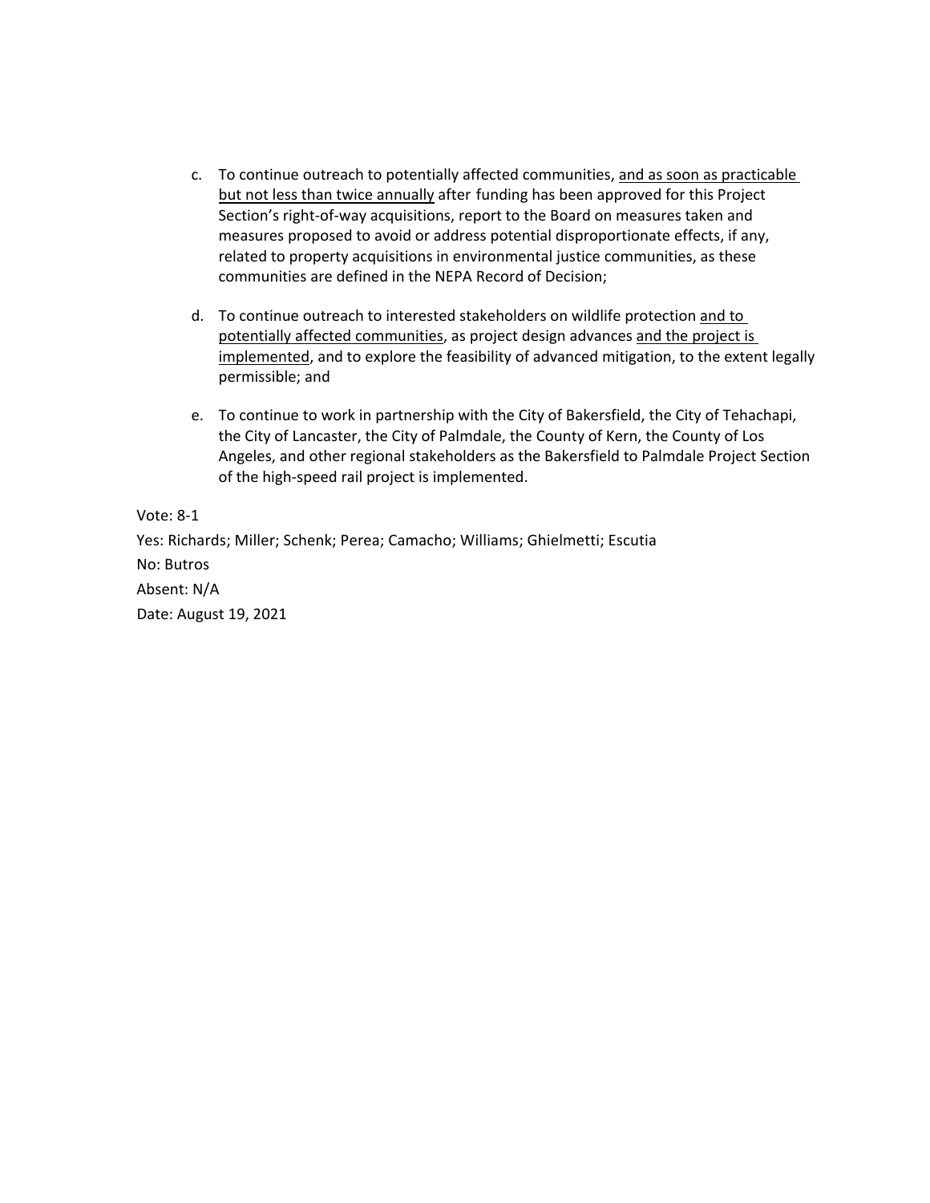c. To continue outreach to potentially affected communities, <u>and as soon as practicable but not less than twice annually</u> after funding has been approved for this Project Section's right-of-way acquisitions, report to the Board on measures taken and measures proposed to avoid or address potential disproportionate effects, if any, related to property acquisitions in environmental justice communities, as these communities are defined in the NEPA Record of Decision;

d. To continue outreach to interested stakeholders on wildlife protection <u>and to potentially affected communities</u>, as project design advances <u>and the project is implemented</u>, and to explore the feasibility of advanced mitigation, to the extent legally permissible; and

e. To continue to work in partnership with the City of Bakersfield, the City of Tehachapi, the City of Lancaster, the City of Palmdale, the County of Kern, the County of Los Angeles, and other regional stakeholders as the Bakersfield to Palmdale Project Section of the high-speed rail project is implemented.

Vote: 8-1

Yes: Richards; Miller; Schenk; Perea; Camacho; Williams; Ghielmetti; Escutia

No: Butros

Absent: N/A

Date: August 19, 2021